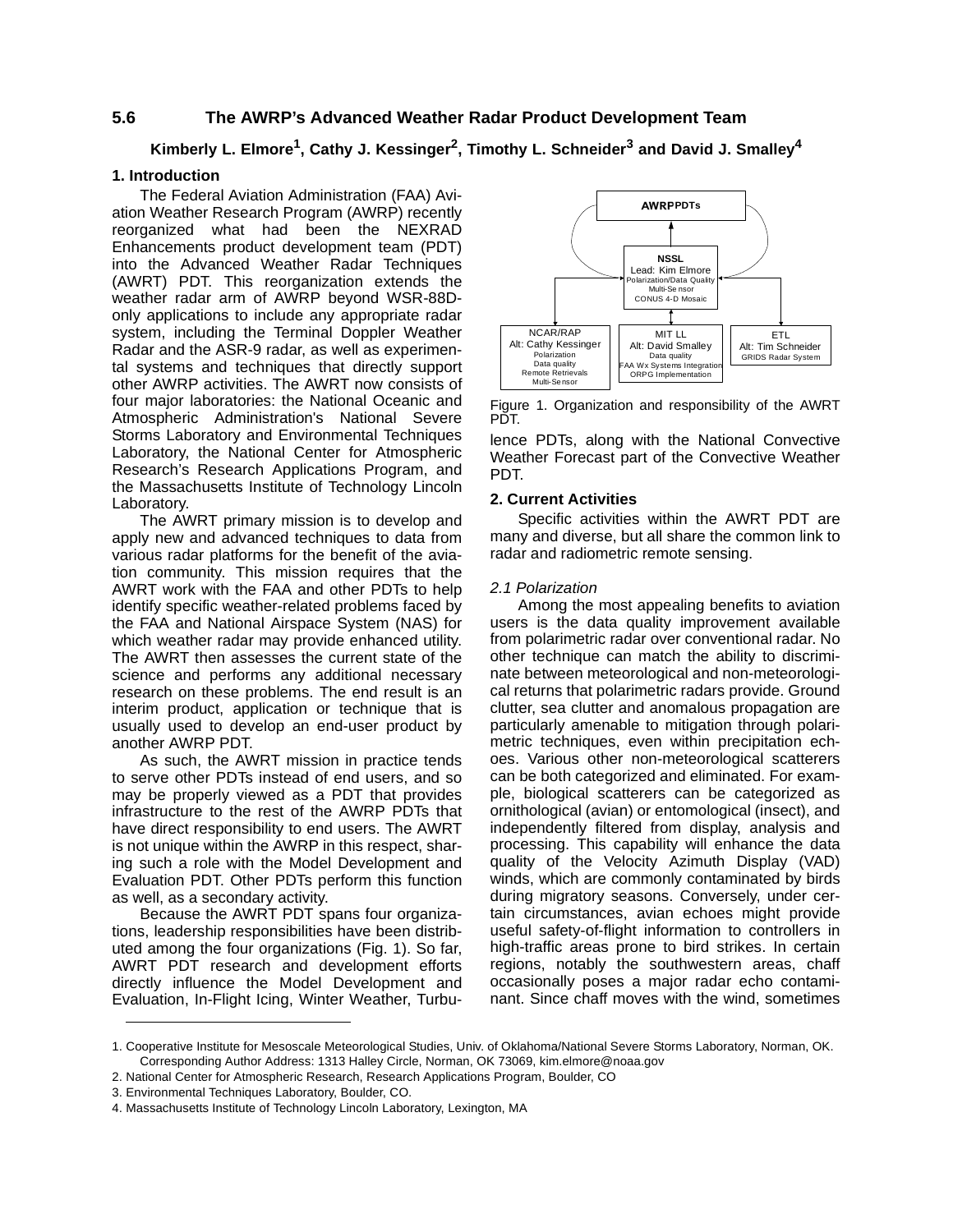## 5.6 The AWRP's Advanced Weather Radar Product Development Team

**Kimberly L. Elmore[1], Cathy J. Kessinger[2], Timothy L. Schneider[3] and David J. Smalley[4]**

### 1. Introduction

The Federal Aviation Administration (FAA) Aviation Weather Research Program (AWRP) recently reorganized what had been the NEXRAD Enhancements product development team (PDT) into the Advanced Weather Radar Techniques (AWRT) PDT. This reorganization extends the weather radar arm of AWRP beyond WSR-88D-only applications to include any appropriate radar system, including the Terminal Doppler Weather Radar and the ASR-9 radar, as well as experimental systems and techniques that directly support other AWRP activities. The AWRT now consists of four major laboratories: the National Oceanic and Atmospheric Administration's National Severe Storms Laboratory and Environmental Techniques Laboratory, the National Center for Atmospheric Research's Research Applications Program, and the Massachusetts Institute of Technology Lincoln Laboratory.

The AWRT primary mission is to develop and apply new and advanced techniques to data from various radar platforms for the benefit of the aviation community. This mission requires that the AWRT work with the FAA and other PDTs to help identify specific weather-related problems faced by the FAA and National Airspace System (NAS) for which weather radar may provide enhanced utility. The AWRT then assesses the current state of the science and performs any additional necessary research on these problems. The end result is an interim product, application or technique that is usually used to develop an end-user product by another AWRP PDT.

As such, the AWRT mission in practice tends to serve other PDTs instead of end users, and so may be properly viewed as a PDT that provides infrastructure to the rest of the AWRP PDTs that have direct responsibility to end users. The AWRT is not unique within the AWRP in this respect, sharing such a role with the Model Development and Evaluation PDT. Other PDTs perform this function as well, as a secondary activity.

Because the AWRT PDT spans four organizations, leadership responsibilities have been distributed among the four organizations (Fig. 1). So far, AWRT PDT research and development efforts directly influence the Model Development and Evaluation, In-Flight Icing, Winter Weather, Turbulence PDTs, along with the National Convective Weather Forecast part of the Convective Weather PDT.

Figure 1. Organization and responsibility of the AWRT PDT.

### 2. Current Activities

Specific activities within the AWRT PDT are many and diverse, but all share the common link to radar and radiometric remote sensing.

*2.1 Polarization*

Among the most appealing benefits to aviation users is the data quality improvement available from polarimetric radar over conventional radar. No other technique can match the ability to discriminate between meteorological and non-meteorological returns that polarimetric radars provide. Ground clutter, sea clutter and anomalous propagation are particularly amenable to mitigation through polarimetric techniques, even within precipitation echoes. Various other non-meteorological scatterers can be both categorized and eliminated. For example, biological scatterers can be categorized as ornithological (avian) or entomological (insect), and independently filtered from display, analysis and processing. This capability will enhance the data quality of the Velocity Azimuth Display (VAD) winds, which are commonly contaminated by birds during migratory seasons. Conversely, under certain circumstances, avian echoes might provide useful safety-of-flight information to controllers in high-traffic areas prone to bird strikes. In certain regions, notably the southwestern areas, chaff occasionally poses a major radar echo contaminant. Since chaff moves with the wind, sometimes

1. Cooperative Institute for Mesoscale Meteorological Studies, Univ. of Oklahoma/National Severe Storms Laboratory, Norman, OK. Corresponding Author Address: 1313 Halley Circle, Norman, OK 73069, kim.elmore@noaa.gov
2. National Center for Atmospheric Research, Research Applications Program, Boulder, CO
3. Environmental Techniques Laboratory, Boulder, CO.
4. Massachusetts Institute of Technology Lincoln Laboratory, Lexington, MA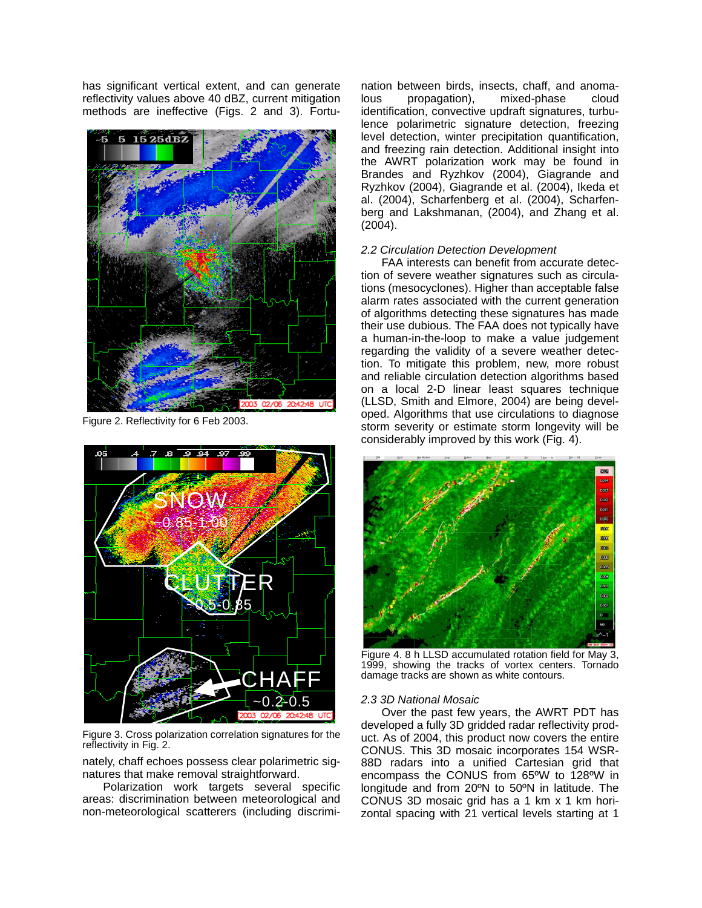has significant vertical extent, and can generate reflectivity values above 40 dBZ, current mitigation methods are ineffective (Figs. 2 and 3). Fortunately, chaff echoes possess clear polarimetric signatures that make removal straightforward.

Figure 2. Reflectivity for 6 Feb 2003.

Figure 3. Cross polarization correlation signatures for the reflectivity in Fig. 2.

Polarization work targets several specific areas: discrimination between meteorological and non-meteorological scatterers (including discrimination between birds, insects, chaff, and anomalous propagation), mixed-phase cloud identification, convective updraft signatures, turbulence polarimetric signature detection, freezing level detection, winter precipitation quantification, and freezing rain detection. Additional insight into the AWRT polarization work may be found in Brandes and Ryzhkov (2004), Giagrande and Ryzhkov (2004), Giagrande et al. (2004), Ikeda et al. (2004), Scharfenberg et al. (2004), Scharfenberg and Lakshmanan, (2004), and Zhang et al. (2004).

*2.2 Circulation Detection Development*

FAA interests can benefit from accurate detection of severe weather signatures such as circulations (mesocyclones). Higher than acceptable false alarm rates associated with the current generation of algorithms detecting these signatures has made their use dubious. The FAA does not typically have a human-in-the-loop to make a value judgement regarding the validity of a severe weather detection. To mitigate this problem, new, more robust and reliable circulation detection algorithms based on a local 2-D linear least squares technique (LLSD, Smith and Elmore, 2004) are being developed. Algorithms that use circulations to diagnose storm severity or estimate storm longevity will be considerably improved by this work (Fig. 4).

Figure 4. 8 h LLSD accumulated rotation field for May 3, 1999, showing the tracks of vortex centers. Tornado damage tracks are shown as white contours.

*2.3 3D National Mosaic*

Over the past few years, the AWRT PDT has developed a fully 3D gridded radar reflectivity product. As of 2004, this product now covers the entire CONUS. This 3D mosaic incorporates 154 WSR-88D radars into a unified Cartesian grid that encompass the CONUS from 65ºW to 128ºW in longitude and from 20ºN to 50ºN in latitude. The CONUS 3D mosaic grid has a 1 km x 1 km horizontal spacing with 21 vertical levels starting at 1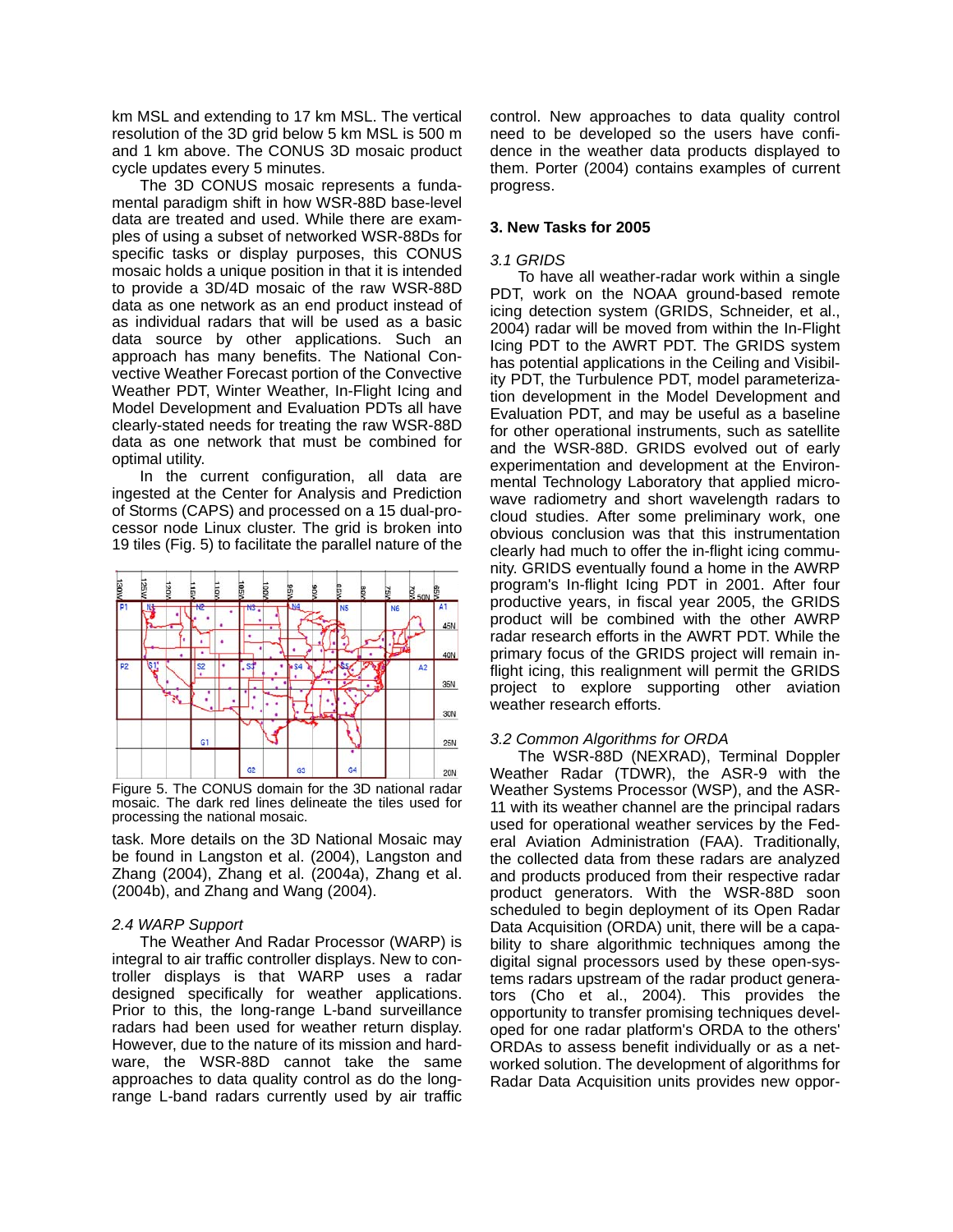km MSL and extending to 17 km MSL. The vertical resolution of the 3D grid below 5 km MSL is 500 m and 1 km above. The CONUS 3D mosaic product cycle updates every 5 minutes.

The 3D CONUS mosaic represents a fundamental paradigm shift in how WSR-88D base-level data are treated and used. While there are examples of using a subset of networked WSR-88Ds for specific tasks or display purposes, this CONUS mosaic holds a unique position in that it is intended to provide a 3D/4D mosaic of the raw WSR-88D data as one network as an end product instead of as individual radars that will be used as a basic data source by other applications. Such an approach has many benefits. The National Convective Weather Forecast portion of the Convective Weather PDT, Winter Weather, In-Flight Icing and Model Development and Evaluation PDTs all have clearly-stated needs for treating the raw WSR-88D data as one network that must be combined for optimal utility.

In the current configuration, all data are ingested at the Center for Analysis and Prediction of Storms (CAPS) and processed on a 15 dual-processor node Linux cluster. The grid is broken into 19 tiles (Fig. 5) to facilitate the parallel nature of the task. More details on the 3D National Mosaic may be found in Langston et al. (2004), Langston and Zhang (2004), Zhang et al. (2004a), Zhang et al. (2004b), and Zhang and Wang (2004).

Figure 5. The CONUS domain for the 3D national radar mosaic. The dark red lines delineate the tiles used for processing the national mosaic.

*2.4 WARP Support*

The Weather And Radar Processor (WARP) is integral to air traffic controller displays. New to controller displays is that WARP uses a radar designed specifically for weather applications. Prior to this, the long-range L-band surveillance radars had been used for weather return display. However, due to the nature of its mission and hardware, the WSR-88D cannot take the same approaches to data quality control as do the long-range L-band radars currently used by air traffic control. New approaches to data quality control need to be developed so the users have confidence in the weather data products displayed to them. Porter (2004) contains examples of current progress.

### 3. New Tasks for 2005

*3.1 GRIDS*

To have all weather-radar work within a single PDT, work on the NOAA ground-based remote icing detection system (GRIDS, Schneider, et al., 2004) radar will be moved from within the In-Flight Icing PDT to the AWRT PDT. The GRIDS system has potential applications in the Ceiling and Visibility PDT, the Turbulence PDT, model parameterization development in the Model Development and Evaluation PDT, and may be useful as a baseline for other operational instruments, such as satellite and the WSR-88D. GRIDS evolved out of early experimentation and development at the Environmental Technology Laboratory that applied microwave radiometry and short wavelength radars to cloud studies. After some preliminary work, one obvious conclusion was that this instrumentation clearly had much to offer the in-flight icing community. GRIDS eventually found a home in the AWRP program's In-flight Icing PDT in 2001. After four productive years, in fiscal year 2005, the GRIDS product will be combined with the other AWRP radar research efforts in the AWRT PDT. While the primary focus of the GRIDS project will remain in-flight icing, this realignment will permit the GRIDS project to explore supporting other aviation weather research efforts.

*3.2 Common Algorithms for ORDA*

The WSR-88D (NEXRAD), Terminal Doppler Weather Radar (TDWR), the ASR-9 with the Weather Systems Processor (WSP), and the ASR-11 with its weather channel are the principal radars used for operational weather services by the Federal Aviation Administration (FAA). Traditionally, the collected data from these radars are analyzed and products produced from their respective radar product generators. With the WSR-88D soon scheduled to begin deployment of its Open Radar Data Acquisition (ORDA) unit, there will be a capability to share algorithmic techniques among the digital signal processors used by these open-systems radars upstream of the radar product generators (Cho et al., 2004). This provides the opportunity to transfer promising techniques developed for one radar platform's ORDA to the others' ORDAs to assess benefit individually or as a networked solution. The development of algorithms for Radar Data Acquisition units provides new oppor-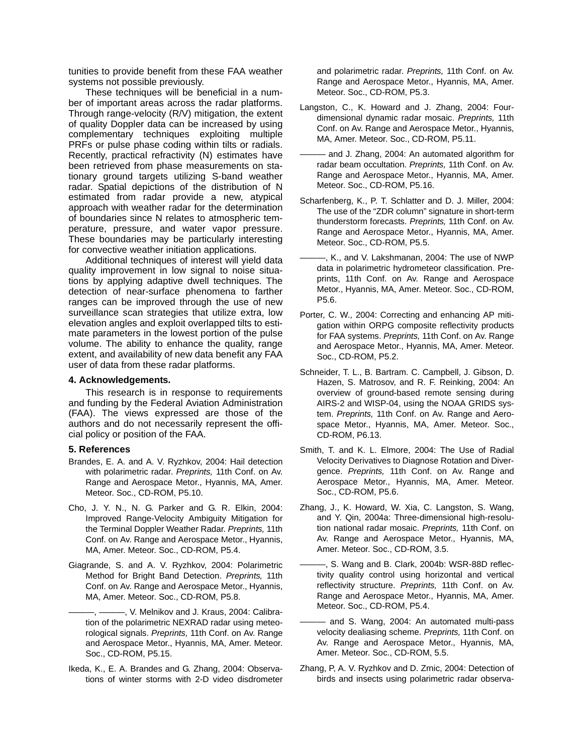tunities to provide benefit from these FAA weather systems not possible previously.

These techniques will be beneficial in a number of important areas across the radar platforms. Through range-velocity (R/V) mitigation, the extent of quality Doppler data can be increased by using complementary techniques exploiting multiple PRFs or pulse phase coding within tilts or radials. Recently, practical refractivity (N) estimates have been retrieved from phase measurements on stationary ground targets utilizing S-band weather radar. Spatial depictions of the distribution of N estimated from radar provide a new, atypical approach with weather radar for the determination of boundaries since N relates to atmospheric temperature, pressure, and water vapor pressure. These boundaries may be particularly interesting for convective weather initiation applications.

Additional techniques of interest will yield data quality improvement in low signal to noise situations by applying adaptive dwell techniques. The detection of near-surface phenomena to farther ranges can be improved through the use of new surveillance scan strategies that utilize extra, low elevation angles and exploit overlapped tilts to estimate parameters in the lowest portion of the pulse volume. The ability to enhance the quality, range extent, and availability of new data benefit any FAA user of data from these radar platforms.

### 4. Acknowledgements.

This research is in response to requirements and funding by the Federal Aviation Administration (FAA). The views expressed are those of the authors and do not necessarily represent the official policy or position of the FAA.

### 5. References

Brandes, E. A. and A. V. Ryzhkov, 2004: Hail detection with polarimetric radar. *Preprints,* 11th Conf. on Av. Range and Aerospace Metor., Hyannis, MA, Amer. Meteor. Soc., CD-ROM, P5.10.

Cho, J. Y. N., N. G. Parker and G. R. Elkin, 2004: Improved Range-Velocity Ambiguity Mitigation for the Terminal Doppler Weather Radar. *Preprints,* 11th Conf. on Av. Range and Aerospace Metor., Hyannis, MA, Amer. Meteor. Soc., CD-ROM, P5.4.

Giagrande, S. and A. V. Ryzhkov, 2004: Polarimetric Method for Bright Band Detection. *Preprints,* 11th Conf. on Av. Range and Aerospace Metor., Hyannis, MA, Amer. Meteor. Soc., CD-ROM, P5.8.

———, ———, V. Melnikov and J. Kraus, 2004: Calibration of the polarimetric NEXRAD radar using meteorological signals. *Preprints,* 11th Conf. on Av. Range and Aerospace Metor., Hyannis, MA, Amer. Meteor. Soc., CD-ROM, P5.15.

Ikeda, K., E. A. Brandes and G. Zhang, 2004: Observations of winter storms with 2-D video disdrometer and polarimetric radar. *Preprints,* 11th Conf. on Av. Range and Aerospace Metor., Hyannis, MA, Amer. Meteor. Soc., CD-ROM, P5.3.

Langston, C., K. Howard and J. Zhang, 2004: Four-dimensional dynamic radar mosaic. *Preprints,* 11th Conf. on Av. Range and Aerospace Metor., Hyannis, MA, Amer. Meteor. Soc., CD-ROM, P5.11.

——— and J. Zhang, 2004: An automated algorithm for radar beam occultation. *Preprints,* 11th Conf. on Av. Range and Aerospace Metor., Hyannis, MA, Amer. Meteor. Soc., CD-ROM, P5.16.

Scharfenberg, K., P. T. Schlatter and D. J. Miller, 2004: The use of the "ZDR column" signature in short-term thunderstorm forecasts. *Preprints,* 11th Conf. on Av. Range and Aerospace Metor., Hyannis, MA, Amer. Meteor. Soc., CD-ROM, P5.5.

———, K., and V. Lakshmanan, 2004: The use of NWP data in polarimetric hydrometeor classification. Preprints, 11th Conf. on Av. Range and Aerospace Metor., Hyannis, MA, Amer. Meteor. Soc., CD-ROM, P5.6.

Porter, C. W., 2004: Correcting and enhancing AP mitigation within ORPG composite reflectivity products for FAA systems. *Preprints,* 11th Conf. on Av. Range and Aerospace Metor., Hyannis, MA, Amer. Meteor. Soc., CD-ROM, P5.2.

Schneider, T. L., B. Bartram. C. Campbell, J. Gibson, D. Hazen, S. Matrosov, and R. F. Reinking, 2004: An overview of ground-based remote sensing during AIRS-2 and WISP-04, using the NOAA GRIDS system. *Preprints,* 11th Conf. on Av. Range and Aerospace Metor., Hyannis, MA, Amer. Meteor. Soc., CD-ROM, P6.13.

Smith, T. and K. L. Elmore, 2004: The Use of Radial Velocity Derivatives to Diagnose Rotation and Divergence. *Preprints,* 11th Conf. on Av. Range and Aerospace Metor., Hyannis, MA, Amer. Meteor. Soc., CD-ROM, P5.6.

Zhang, J., K. Howard, W. Xia, C. Langston, S. Wang, and Y. Qin, 2004a: Three-dimensional high-resolution national radar mosaic. *Preprints,* 11th Conf. on Av. Range and Aerospace Metor., Hyannis, MA, Amer. Meteor. Soc., CD-ROM, 3.5.

———, S. Wang and B. Clark, 2004b: WSR-88D reflectivity quality control using horizontal and vertical reflectivity structure. *Preprints,* 11th Conf. on Av. Range and Aerospace Metor., Hyannis, MA, Amer. Meteor. Soc., CD-ROM, P5.4.

——— and S. Wang, 2004: An automated multi-pass velocity dealiasing scheme. *Preprints,* 11th Conf. on Av. Range and Aerospace Metor., Hyannis, MA, Amer. Meteor. Soc., CD-ROM, 5.5.

Zhang, P, A. V. Ryzhkov and D. Zrnic, 2004: Detection of birds and insects using polarimetric radar observa-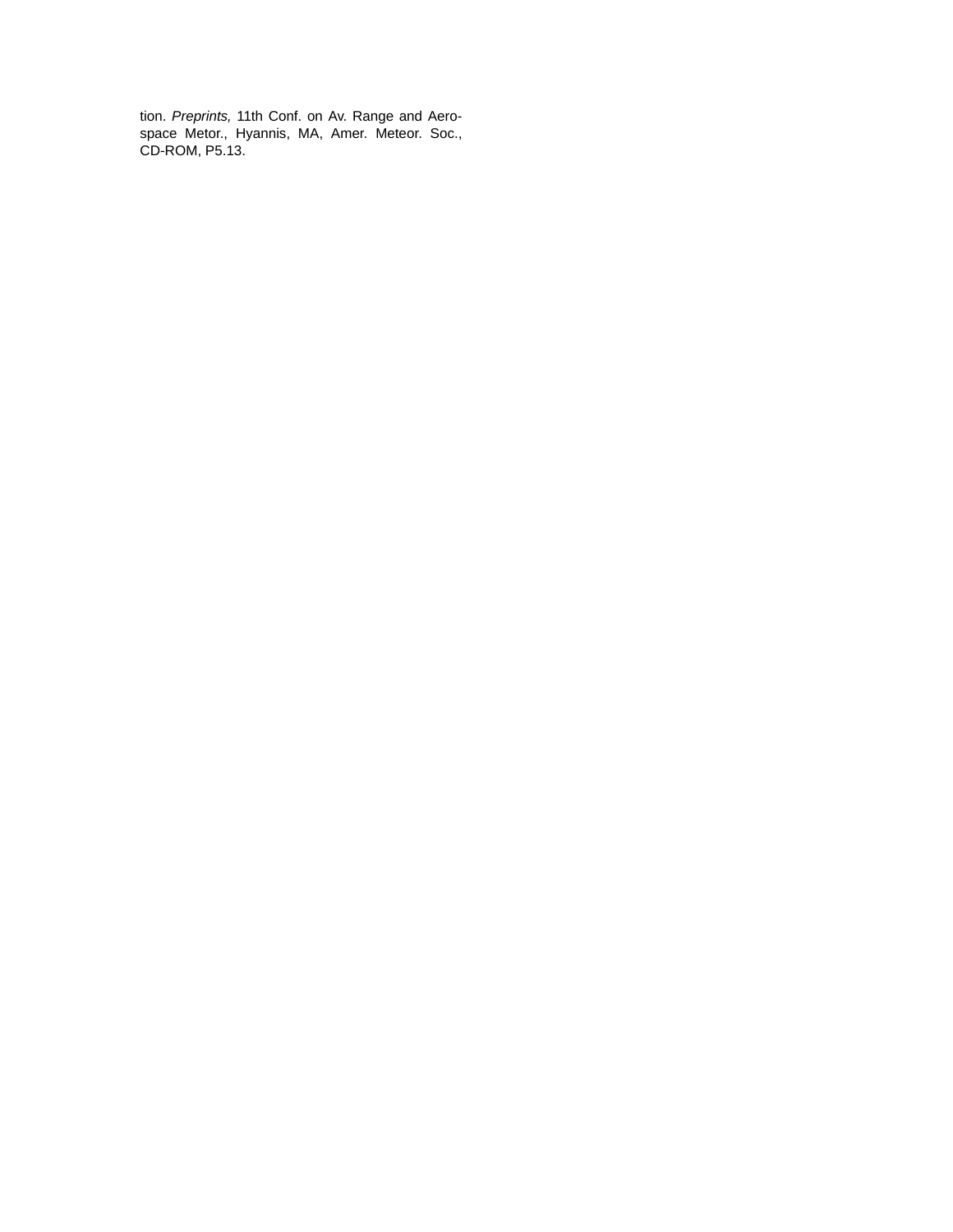tion. *Preprints,* 11th Conf. on Av. Range and Aerospace Metor., Hyannis, MA, Amer. Meteor. Soc., CD-ROM, P5.13.